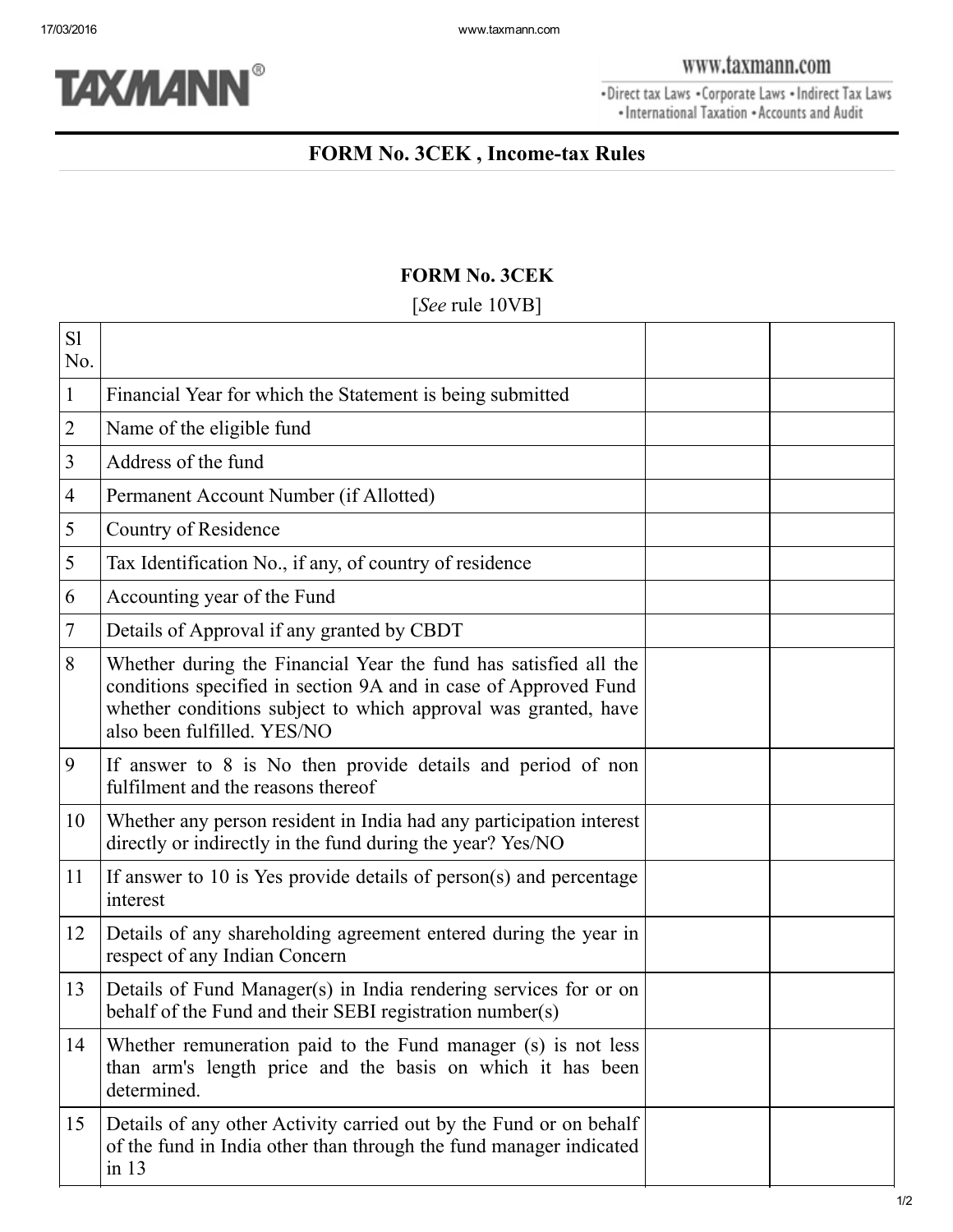# FORM No. 3CEK , Income-tax Rules

## FORM No. 3CEK

[*See* rule 10VB]

| Sl No. | | | |
|---|---|---|---|
| 1 | Financial Year for which the Statement is being submitted | | |
| 2 | Name of the eligible fund | | |
| 3 | Address of the fund | | |
| 4 | Permanent Account Number (if Allotted) | | |
| 5 | Country of Residence | | |
| 5 | Tax Identification No., if any, of country of residence | | |
| 6 | Accounting year of the Fund | | |
| 7 | Details of Approval if any granted by CBDT | | |
| 8 | Whether during the Financial Year the fund has satisfied all the conditions specified in section 9A and in case of Approved Fund whether conditions subject to which approval was granted, have also been fulfilled. YES/NO | | |
| 9 | If answer to 8 is No then provide details and period of non fulfilment and the reasons thereof | | |
| 10 | Whether any person resident in India had any participation interest directly or indirectly in the fund during the year? Yes/NO | | |
| 11 | If answer to 10 is Yes provide details of person(s) and percentage interest | | |
| 12 | Details of any shareholding agreement entered during the year in respect of any Indian Concern | | |
| 13 | Details of Fund Manager(s) in India rendering services for or on behalf of the Fund and their SEBI registration number(s) | | |
| 14 | Whether remuneration paid to the Fund manager (s) is not less than arm's length price and the basis on which it has been determined. | | |
| 15 | Details of any other Activity carried out by the Fund or on behalf of the fund in India other than through the fund manager indicated in 13 | | |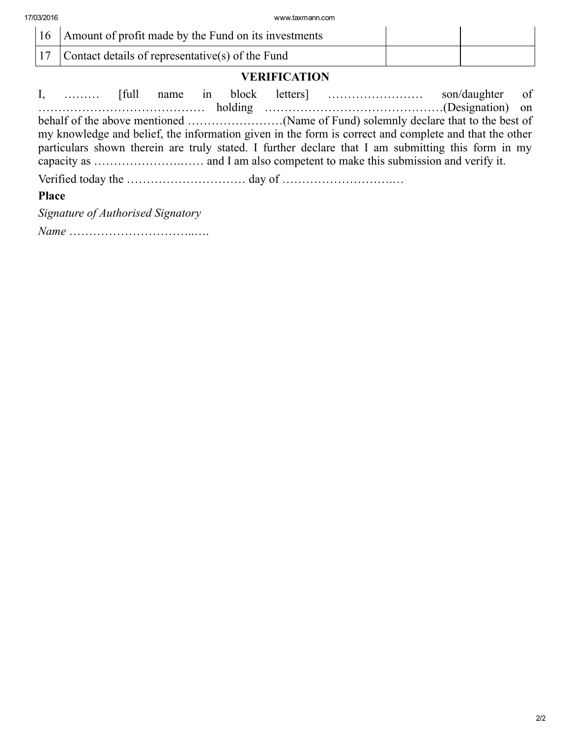| | | | |
|---|---|---|---|
| 16 | Amount of profit made by the Fund on its investments | | |
| 17 | Contact details of representative(s) of the Fund | | |

**VERIFICATION**

I, ……… [full name in block letters] …………………… son/daughter of …………………………………… holding ……………………………………(Designation) on behalf of the above mentioned ……………………(Name of Fund) solemnly declare that to the best of my knowledge and belief, the information given in the form is correct and complete and that the other particulars shown therein are truly stated. I further declare that I am submitting this form in my capacity as ………………….…… and I am also competent to make this submission and verify it.

Verified today the ………………………… day of ………………………..…

**Place**

*Signature of Authorised Signatory*

*Name ……………………………..….*